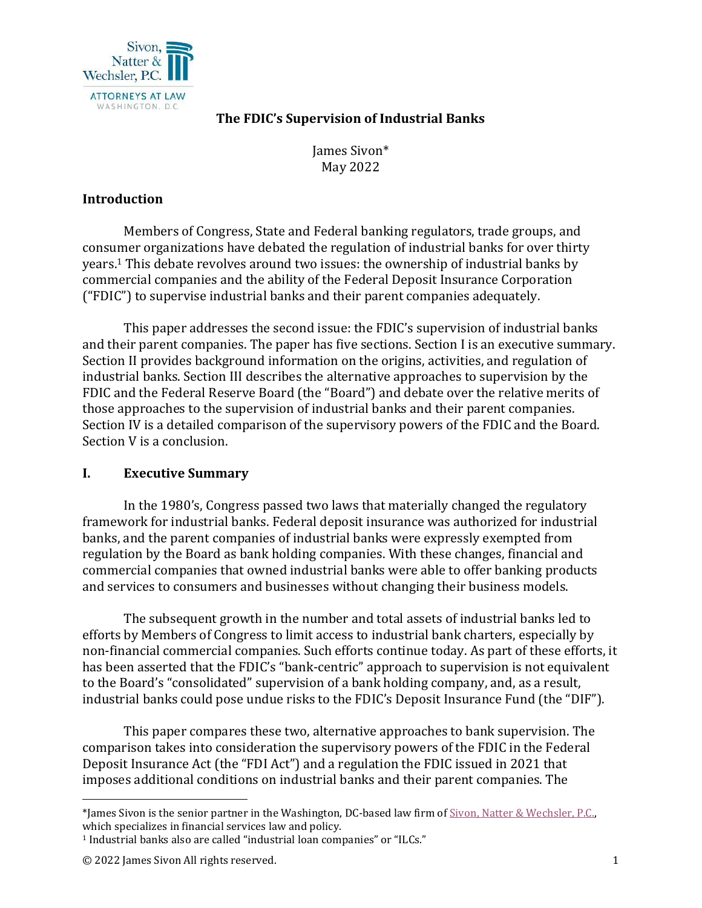# The FDIC's Supervision of Industrial Banks

James Sivon*
May 2022

## Introduction

Members of Congress, State and Federal banking regulators, trade groups, and consumer organizations have debated the regulation of industrial banks for over thirty years.[1] This debate revolves around two issues: the ownership of industrial banks by commercial companies and the ability of the Federal Deposit Insurance Corporation ("FDIC") to supervise industrial banks and their parent companies adequately.

This paper addresses the second issue: the FDIC's supervision of industrial banks and their parent companies. The paper has five sections. Section I is an executive summary. Section II provides background information on the origins, activities, and regulation of industrial banks. Section III describes the alternative approaches to supervision by the FDIC and the Federal Reserve Board (the "Board") and debate over the relative merits of those approaches to the supervision of industrial banks and their parent companies. Section IV is a detailed comparison of the supervisory powers of the FDIC and the Board. Section V is a conclusion.

## I. Executive Summary

In the 1980's, Congress passed two laws that materially changed the regulatory framework for industrial banks. Federal deposit insurance was authorized for industrial banks, and the parent companies of industrial banks were expressly exempted from regulation by the Board as bank holding companies. With these changes, financial and commercial companies that owned industrial banks were able to offer banking products and services to consumers and businesses without changing their business models.

The subsequent growth in the number and total assets of industrial banks led to efforts by Members of Congress to limit access to industrial bank charters, especially by non-financial commercial companies. Such efforts continue today. As part of these efforts, it has been asserted that the FDIC's "bank-centric" approach to supervision is not equivalent to the Board's "consolidated" supervision of a bank holding company, and, as a result, industrial banks could pose undue risks to the FDIC's Deposit Insurance Fund (the "DIF").

This paper compares these two, alternative approaches to bank supervision. The comparison takes into consideration the supervisory powers of the FDIC in the Federal Deposit Insurance Act (the "FDI Act") and a regulation the FDIC issued in 2021 that imposes additional conditions on industrial banks and their parent companies. The

---

*James Sivon is the senior partner in the Washington, DC-based law firm of Sivon, Natter & Wechsler, P.C., which specializes in financial services law and policy.

[1] Industrial banks also are called "industrial loan companies" or "ILCs."

© 2022 James Sivon All rights reserved.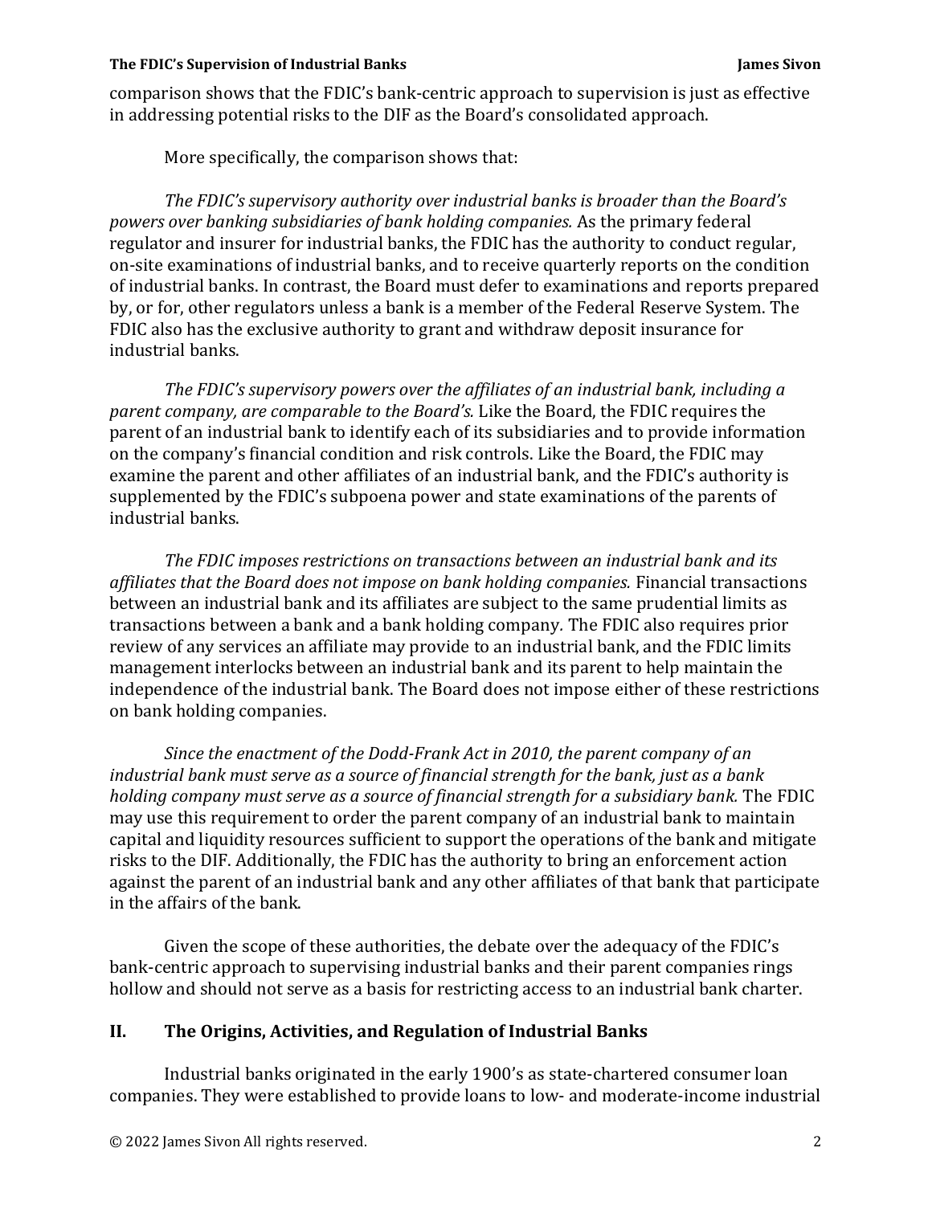comparison shows that the FDIC's bank-centric approach to supervision is just as effective in addressing potential risks to the DIF as the Board's consolidated approach.

More specifically, the comparison shows that:

*The FDIC's supervisory authority over industrial banks is broader than the Board's powers over banking subsidiaries of bank holding companies.* As the primary federal regulator and insurer for industrial banks, the FDIC has the authority to conduct regular, on-site examinations of industrial banks, and to receive quarterly reports on the condition of industrial banks. In contrast, the Board must defer to examinations and reports prepared by, or for, other regulators unless a bank is a member of the Federal Reserve System. The FDIC also has the exclusive authority to grant and withdraw deposit insurance for industrial banks.

*The FDIC's supervisory powers over the affiliates of an industrial bank, including a parent company, are comparable to the Board's.* Like the Board, the FDIC requires the parent of an industrial bank to identify each of its subsidiaries and to provide information on the company's financial condition and risk controls. Like the Board, the FDIC may examine the parent and other affiliates of an industrial bank, and the FDIC's authority is supplemented by the FDIC's subpoena power and state examinations of the parents of industrial banks.

*The FDIC imposes restrictions on transactions between an industrial bank and its affiliates that the Board does not impose on bank holding companies.* Financial transactions between an industrial bank and its affiliates are subject to the same prudential limits as transactions between a bank and a bank holding company. The FDIC also requires prior review of any services an affiliate may provide to an industrial bank, and the FDIC limits management interlocks between an industrial bank and its parent to help maintain the independence of the industrial bank. The Board does not impose either of these restrictions on bank holding companies.

*Since the enactment of the Dodd-Frank Act in 2010, the parent company of an industrial bank must serve as a source of financial strength for the bank, just as a bank holding company must serve as a source of financial strength for a subsidiary bank.* The FDIC may use this requirement to order the parent company of an industrial bank to maintain capital and liquidity resources sufficient to support the operations of the bank and mitigate risks to the DIF. Additionally, the FDIC has the authority to bring an enforcement action against the parent of an industrial bank and any other affiliates of that bank that participate in the affairs of the bank.

Given the scope of these authorities, the debate over the adequacy of the FDIC's bank-centric approach to supervising industrial banks and their parent companies rings hollow and should not serve as a basis for restricting access to an industrial bank charter.

## II. The Origins, Activities, and Regulation of Industrial Banks

Industrial banks originated in the early 1900's as state-chartered consumer loan companies. They were established to provide loans to low- and moderate-income industrial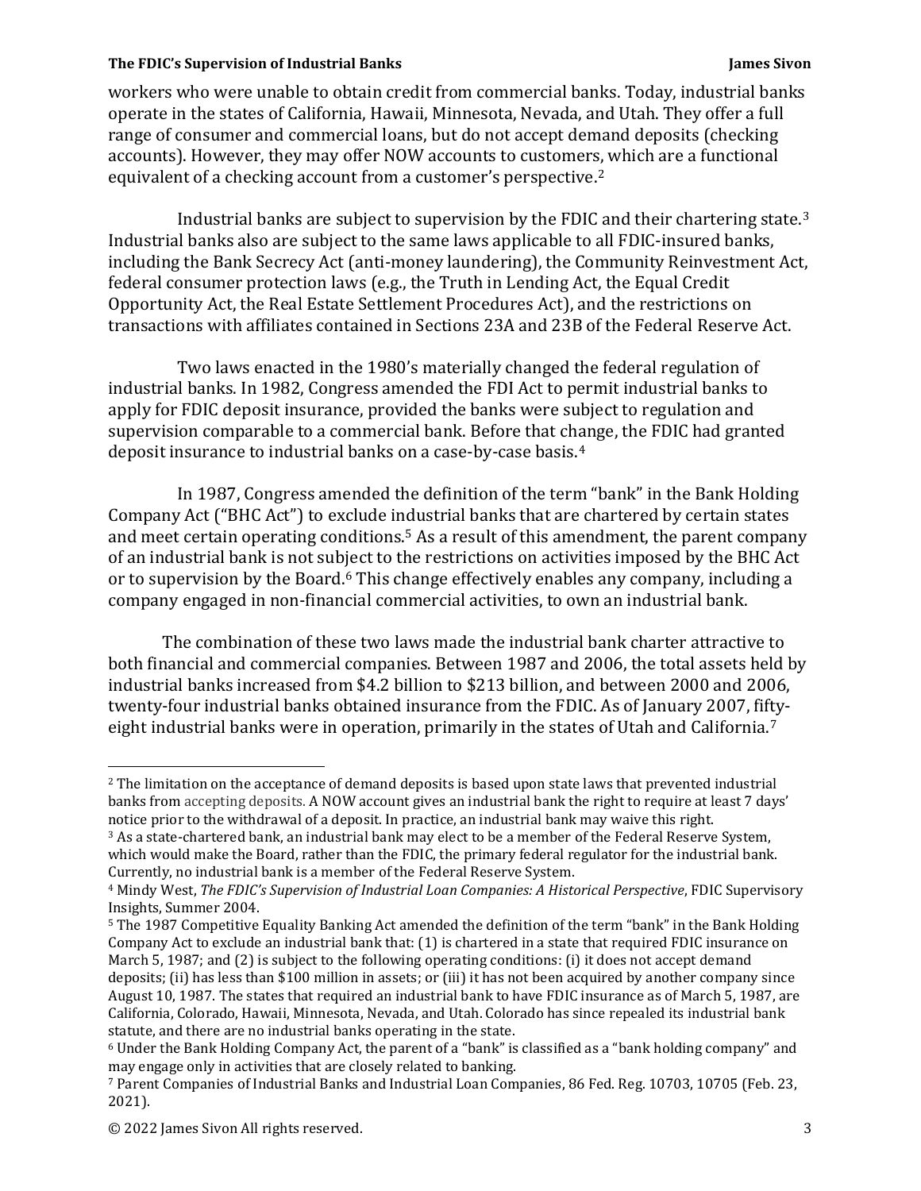workers who were unable to obtain credit from commercial banks. Today, industrial banks operate in the states of California, Hawaii, Minnesota, Nevada, and Utah. They offer a full range of consumer and commercial loans, but do not accept demand deposits (checking accounts). However, they may offer NOW accounts to customers, which are a functional equivalent of a checking account from a customer's perspective.[2]

Industrial banks are subject to supervision by the FDIC and their chartering state.[3] Industrial banks also are subject to the same laws applicable to all FDIC-insured banks, including the Bank Secrecy Act (anti-money laundering), the Community Reinvestment Act, federal consumer protection laws (e.g., the Truth in Lending Act, the Equal Credit Opportunity Act, the Real Estate Settlement Procedures Act), and the restrictions on transactions with affiliates contained in Sections 23A and 23B of the Federal Reserve Act.

Two laws enacted in the 1980's materially changed the federal regulation of industrial banks. In 1982, Congress amended the FDI Act to permit industrial banks to apply for FDIC deposit insurance, provided the banks were subject to regulation and supervision comparable to a commercial bank. Before that change, the FDIC had granted deposit insurance to industrial banks on a case-by-case basis.[4]

In 1987, Congress amended the definition of the term "bank" in the Bank Holding Company Act ("BHC Act") to exclude industrial banks that are chartered by certain states and meet certain operating conditions.[5] As a result of this amendment, the parent company of an industrial bank is not subject to the restrictions on activities imposed by the BHC Act or to supervision by the Board.[6] This change effectively enables any company, including a company engaged in non-financial commercial activities, to own an industrial bank.

The combination of these two laws made the industrial bank charter attractive to both financial and commercial companies. Between 1987 and 2006, the total assets held by industrial banks increased from $4.2 billion to $213 billion, and between 2000 and 2006, twenty-four industrial banks obtained insurance from the FDIC. As of January 2007, fifty-eight industrial banks were in operation, primarily in the states of Utah and California.[7]

---

[2] The limitation on the acceptance of demand deposits is based upon state laws that prevented industrial banks from accepting deposits. A NOW account gives an industrial bank the right to require at least 7 days' notice prior to the withdrawal of a deposit. In practice, an industrial bank may waive this right.

[3] As a state-chartered bank, an industrial bank may elect to be a member of the Federal Reserve System, which would make the Board, rather than the FDIC, the primary federal regulator for the industrial bank. Currently, no industrial bank is a member of the Federal Reserve System.

[4] Mindy West, *The FDIC's Supervision of Industrial Loan Companies: A Historical Perspective*, FDIC Supervisory Insights, Summer 2004.

[5] The 1987 Competitive Equality Banking Act amended the definition of the term "bank" in the Bank Holding Company Act to exclude an industrial bank that: (1) is chartered in a state that required FDIC insurance on March 5, 1987; and (2) is subject to the following operating conditions: (i) it does not accept demand deposits; (ii) has less than $100 million in assets; or (iii) it has not been acquired by another company since August 10, 1987. The states that required an industrial bank to have FDIC insurance as of March 5, 1987, are California, Colorado, Hawaii, Minnesota, Nevada, and Utah. Colorado has since repealed its industrial bank statute, and there are no industrial banks operating in the state.

[6] Under the Bank Holding Company Act, the parent of a "bank" is classified as a "bank holding company" and may engage only in activities that are closely related to banking.

[7] Parent Companies of Industrial Banks and Industrial Loan Companies, 86 Fed. Reg. 10703, 10705 (Feb. 23, 2021).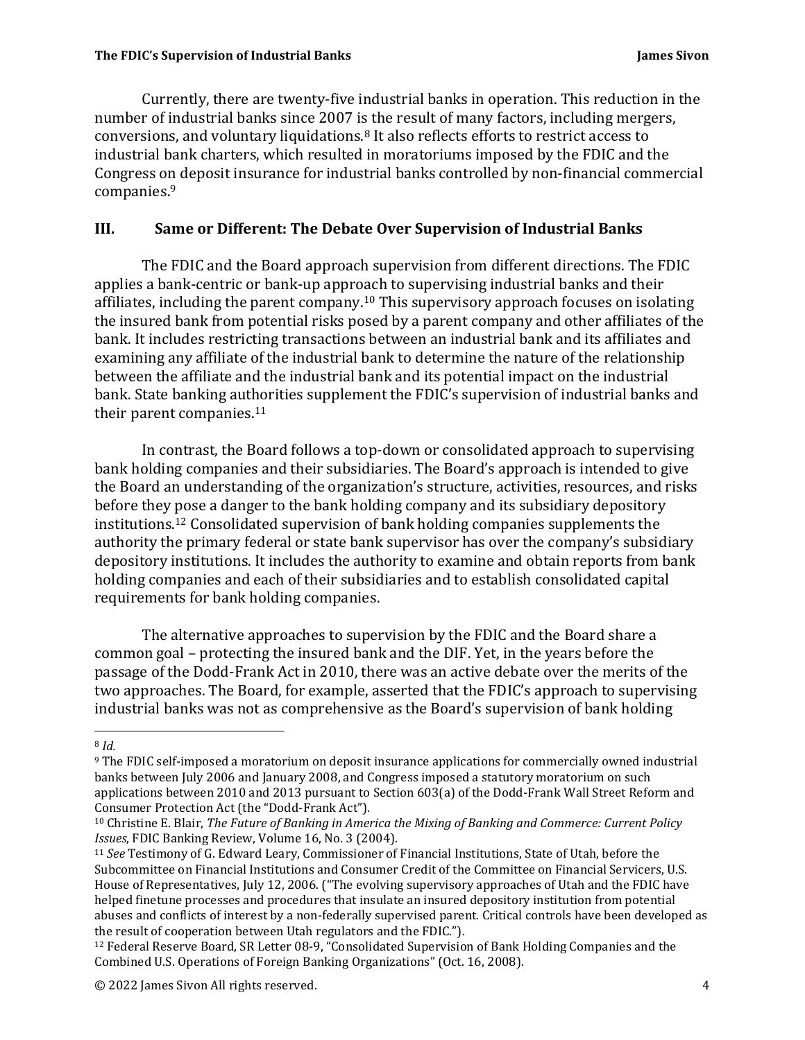Currently, there are twenty-five industrial banks in operation. This reduction in the number of industrial banks since 2007 is the result of many factors, including mergers, conversions, and voluntary liquidations.[8] It also reflects efforts to restrict access to industrial bank charters, which resulted in moratoriums imposed by the FDIC and the Congress on deposit insurance for industrial banks controlled by non-financial commercial companies.[9]

## III. Same or Different: The Debate Over Supervision of Industrial Banks

The FDIC and the Board approach supervision from different directions. The FDIC applies a bank-centric or bank-up approach to supervising industrial banks and their affiliates, including the parent company.[10] This supervisory approach focuses on isolating the insured bank from potential risks posed by a parent company and other affiliates of the bank. It includes restricting transactions between an industrial bank and its affiliates and examining any affiliate of the industrial bank to determine the nature of the relationship between the affiliate and the industrial bank and its potential impact on the industrial bank. State banking authorities supplement the FDIC's supervision of industrial banks and their parent companies.[11]

In contrast, the Board follows a top-down or consolidated approach to supervising bank holding companies and their subsidiaries. The Board's approach is intended to give the Board an understanding of the organization's structure, activities, resources, and risks before they pose a danger to the bank holding company and its subsidiary depository institutions.[12] Consolidated supervision of bank holding companies supplements the authority the primary federal or state bank supervisor has over the company's subsidiary depository institutions. It includes the authority to examine and obtain reports from bank holding companies and each of their subsidiaries and to establish consolidated capital requirements for bank holding companies.

The alternative approaches to supervision by the FDIC and the Board share a common goal – protecting the insured bank and the DIF. Yet, in the years before the passage of the Dodd-Frank Act in 2010, there was an active debate over the merits of the two approaches. The Board, for example, asserted that the FDIC's approach to supervising industrial banks was not as comprehensive as the Board's supervision of bank holding

---

[8] *Id.*

[9] The FDIC self-imposed a moratorium on deposit insurance applications for commercially owned industrial banks between July 2006 and January 2008, and Congress imposed a statutory moratorium on such applications between 2010 and 2013 pursuant to Section 603(a) of the Dodd-Frank Wall Street Reform and Consumer Protection Act (the "Dodd-Frank Act").

[10] Christine E. Blair, *The Future of Banking in America the Mixing of Banking and Commerce: Current Policy Issues*, FDIC Banking Review, Volume 16, No. 3 (2004).

[11] *See* Testimony of G. Edward Leary, Commissioner of Financial Institutions, State of Utah, before the Subcommittee on Financial Institutions and Consumer Credit of the Committee on Financial Servicers, U.S. House of Representatives, July 12, 2006. ("The evolving supervisory approaches of Utah and the FDIC have helped finetune processes and procedures that insulate an insured depository institution from potential abuses and conflicts of interest by a non-federally supervised parent. Critical controls have been developed as the result of cooperation between Utah regulators and the FDIC.").

[12] Federal Reserve Board, SR Letter 08-9, "Consolidated Supervision of Bank Holding Companies and the Combined U.S. Operations of Foreign Banking Organizations" (Oct. 16, 2008).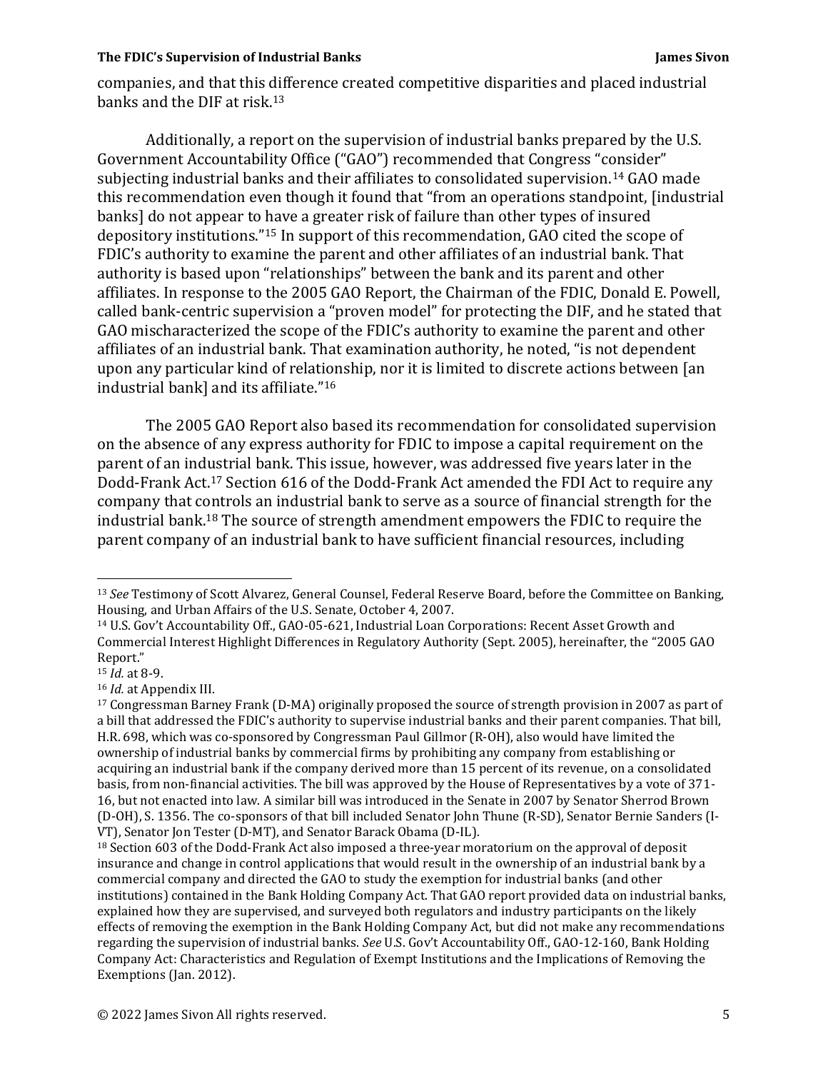companies, and that this difference created competitive disparities and placed industrial banks and the DIF at risk.[13]

Additionally, a report on the supervision of industrial banks prepared by the U.S. Government Accountability Office ("GAO") recommended that Congress "consider" subjecting industrial banks and their affiliates to consolidated supervision.[14] GAO made this recommendation even though it found that "from an operations standpoint, [industrial banks] do not appear to have a greater risk of failure than other types of insured depository institutions."[15] In support of this recommendation, GAO cited the scope of FDIC's authority to examine the parent and other affiliates of an industrial bank. That authority is based upon "relationships" between the bank and its parent and other affiliates. In response to the 2005 GAO Report, the Chairman of the FDIC, Donald E. Powell, called bank-centric supervision a "proven model" for protecting the DIF, and he stated that GAO mischaracterized the scope of the FDIC's authority to examine the parent and other affiliates of an industrial bank. That examination authority, he noted, "is not dependent upon any particular kind of relationship, nor it is limited to discrete actions between [an industrial bank] and its affiliate."[16]

The 2005 GAO Report also based its recommendation for consolidated supervision on the absence of any express authority for FDIC to impose a capital requirement on the parent of an industrial bank. This issue, however, was addressed five years later in the Dodd-Frank Act.[17] Section 616 of the Dodd-Frank Act amended the FDI Act to require any company that controls an industrial bank to serve as a source of financial strength for the industrial bank.[18] The source of strength amendment empowers the FDIC to require the parent company of an industrial bank to have sufficient financial resources, including

---

[13] *See* Testimony of Scott Alvarez, General Counsel, Federal Reserve Board, before the Committee on Banking, Housing, and Urban Affairs of the U.S. Senate, October 4, 2007.

[14] U.S. Gov't Accountability Off., GAO-05-621, Industrial Loan Corporations: Recent Asset Growth and Commercial Interest Highlight Differences in Regulatory Authority (Sept. 2005), hereinafter, the "2005 GAO Report."

[15] *Id.* at 8-9.

[16] *Id.* at Appendix III.

[17] Congressman Barney Frank (D-MA) originally proposed the source of strength provision in 2007 as part of a bill that addressed the FDIC's authority to supervise industrial banks and their parent companies. That bill, H.R. 698, which was co-sponsored by Congressman Paul Gillmor (R-OH), also would have limited the ownership of industrial banks by commercial firms by prohibiting any company from establishing or acquiring an industrial bank if the company derived more than 15 percent of its revenue, on a consolidated basis, from non-financial activities. The bill was approved by the House of Representatives by a vote of 371-16, but not enacted into law. A similar bill was introduced in the Senate in 2007 by Senator Sherrod Brown (D-OH), S. 1356. The co-sponsors of that bill included Senator John Thune (R-SD), Senator Bernie Sanders (I-VT), Senator Jon Tester (D-MT), and Senator Barack Obama (D-IL).

[18] Section 603 of the Dodd-Frank Act also imposed a three-year moratorium on the approval of deposit insurance and change in control applications that would result in the ownership of an industrial bank by a commercial company and directed the GAO to study the exemption for industrial banks (and other institutions) contained in the Bank Holding Company Act. That GAO report provided data on industrial banks, explained how they are supervised, and surveyed both regulators and industry participants on the likely effects of removing the exemption in the Bank Holding Company Act, but did not make any recommendations regarding the supervision of industrial banks. *See* U.S. Gov't Accountability Off., GAO-12-160, Bank Holding Company Act: Characteristics and Regulation of Exempt Institutions and the Implications of Removing the Exemptions (Jan. 2012).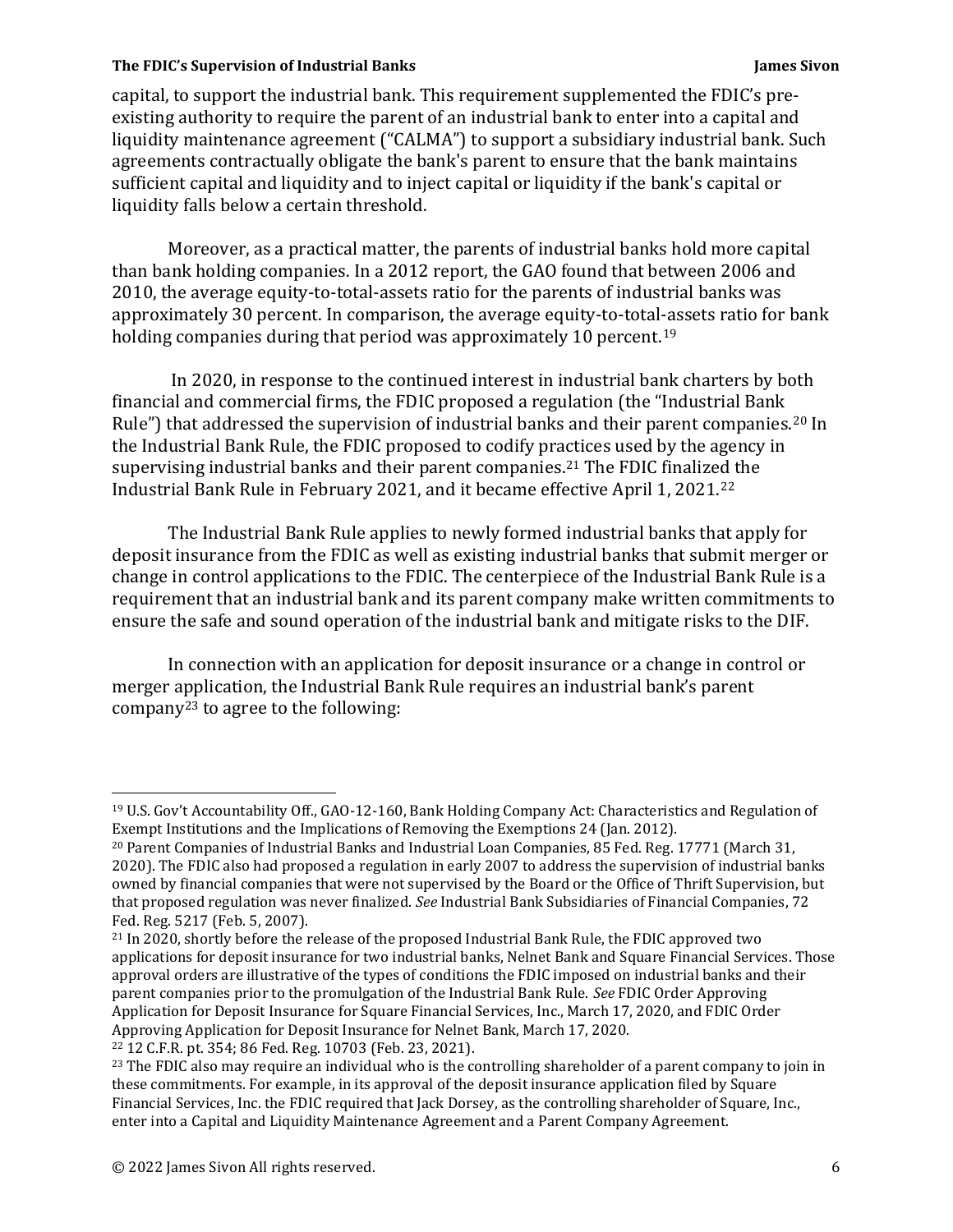capital, to support the industrial bank. This requirement supplemented the FDIC's pre-existing authority to require the parent of an industrial bank to enter into a capital and liquidity maintenance agreement ("CALMA") to support a subsidiary industrial bank. Such agreements contractually obligate the bank's parent to ensure that the bank maintains sufficient capital and liquidity and to inject capital or liquidity if the bank's capital or liquidity falls below a certain threshold.

Moreover, as a practical matter, the parents of industrial banks hold more capital than bank holding companies. In a 2012 report, the GAO found that between 2006 and 2010, the average equity-to-total-assets ratio for the parents of industrial banks was approximately 30 percent. In comparison, the average equity-to-total-assets ratio for bank holding companies during that period was approximately 10 percent.[19]

In 2020, in response to the continued interest in industrial bank charters by both financial and commercial firms, the FDIC proposed a regulation (the "Industrial Bank Rule") that addressed the supervision of industrial banks and their parent companies.[20] In the Industrial Bank Rule, the FDIC proposed to codify practices used by the agency in supervising industrial banks and their parent companies.[21] The FDIC finalized the Industrial Bank Rule in February 2021, and it became effective April 1, 2021.[22]

The Industrial Bank Rule applies to newly formed industrial banks that apply for deposit insurance from the FDIC as well as existing industrial banks that submit merger or change in control applications to the FDIC. The centerpiece of the Industrial Bank Rule is a requirement that an industrial bank and its parent company make written commitments to ensure the safe and sound operation of the industrial bank and mitigate risks to the DIF.

In connection with an application for deposit insurance or a change in control or merger application, the Industrial Bank Rule requires an industrial bank's parent company[23] to agree to the following:

---

[19] U.S. Gov't Accountability Off., GAO-12-160, Bank Holding Company Act: Characteristics and Regulation of Exempt Institutions and the Implications of Removing the Exemptions 24 (Jan. 2012).

[20] Parent Companies of Industrial Banks and Industrial Loan Companies, 85 Fed. Reg. 17771 (March 31, 2020). The FDIC also had proposed a regulation in early 2007 to address the supervision of industrial banks owned by financial companies that were not supervised by the Board or the Office of Thrift Supervision, but that proposed regulation was never finalized. *See* Industrial Bank Subsidiaries of Financial Companies, 72 Fed. Reg. 5217 (Feb. 5, 2007).

[21] In 2020, shortly before the release of the proposed Industrial Bank Rule, the FDIC approved two applications for deposit insurance for two industrial banks, Nelnet Bank and Square Financial Services. Those approval orders are illustrative of the types of conditions the FDIC imposed on industrial banks and their parent companies prior to the promulgation of the Industrial Bank Rule. *See* FDIC Order Approving Application for Deposit Insurance for Square Financial Services, Inc., March 17, 2020, and FDIC Order Approving Application for Deposit Insurance for Nelnet Bank, March 17, 2020.

[22] 12 C.F.R. pt. 354; 86 Fed. Reg. 10703 (Feb. 23, 2021).

[23] The FDIC also may require an individual who is the controlling shareholder of a parent company to join in these commitments. For example, in its approval of the deposit insurance application filed by Square Financial Services, Inc. the FDIC required that Jack Dorsey, as the controlling shareholder of Square, Inc., enter into a Capital and Liquidity Maintenance Agreement and a Parent Company Agreement.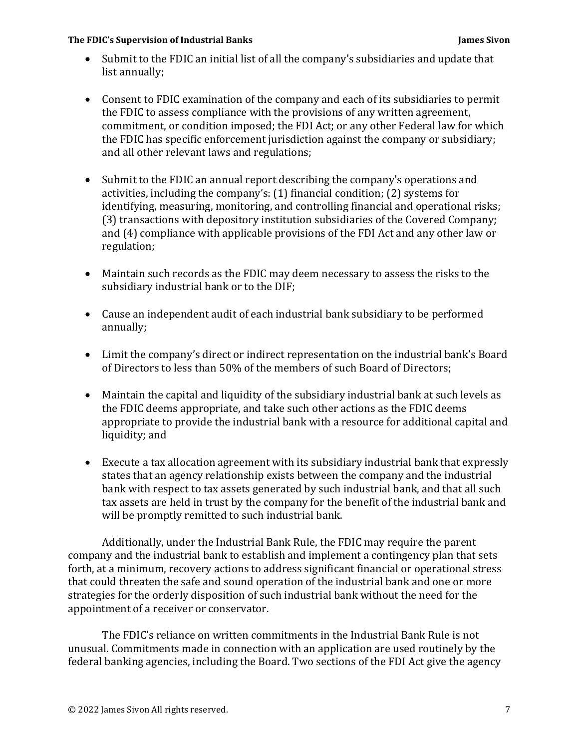- Submit to the FDIC an initial list of all the company's subsidiaries and update that list annually;

- Consent to FDIC examination of the company and each of its subsidiaries to permit the FDIC to assess compliance with the provisions of any written agreement, commitment, or condition imposed; the FDI Act; or any other Federal law for which the FDIC has specific enforcement jurisdiction against the company or subsidiary; and all other relevant laws and regulations;

- Submit to the FDIC an annual report describing the company's operations and activities, including the company's: (1) financial condition; (2) systems for identifying, measuring, monitoring, and controlling financial and operational risks; (3) transactions with depository institution subsidiaries of the Covered Company; and (4) compliance with applicable provisions of the FDI Act and any other law or regulation;

- Maintain such records as the FDIC may deem necessary to assess the risks to the subsidiary industrial bank or to the DIF;

- Cause an independent audit of each industrial bank subsidiary to be performed annually;

- Limit the company's direct or indirect representation on the industrial bank's Board of Directors to less than 50% of the members of such Board of Directors;

- Maintain the capital and liquidity of the subsidiary industrial bank at such levels as the FDIC deems appropriate, and take such other actions as the FDIC deems appropriate to provide the industrial bank with a resource for additional capital and liquidity; and

- Execute a tax allocation agreement with its subsidiary industrial bank that expressly states that an agency relationship exists between the company and the industrial bank with respect to tax assets generated by such industrial bank, and that all such tax assets are held in trust by the company for the benefit of the industrial bank and will be promptly remitted to such industrial bank.

Additionally, under the Industrial Bank Rule, the FDIC may require the parent company and the industrial bank to establish and implement a contingency plan that sets forth, at a minimum, recovery actions to address significant financial or operational stress that could threaten the safe and sound operation of the industrial bank and one or more strategies for the orderly disposition of such industrial bank without the need for the appointment of a receiver or conservator.

The FDIC's reliance on written commitments in the Industrial Bank Rule is not unusual. Commitments made in connection with an application are used routinely by the federal banking agencies, including the Board. Two sections of the FDI Act give the agency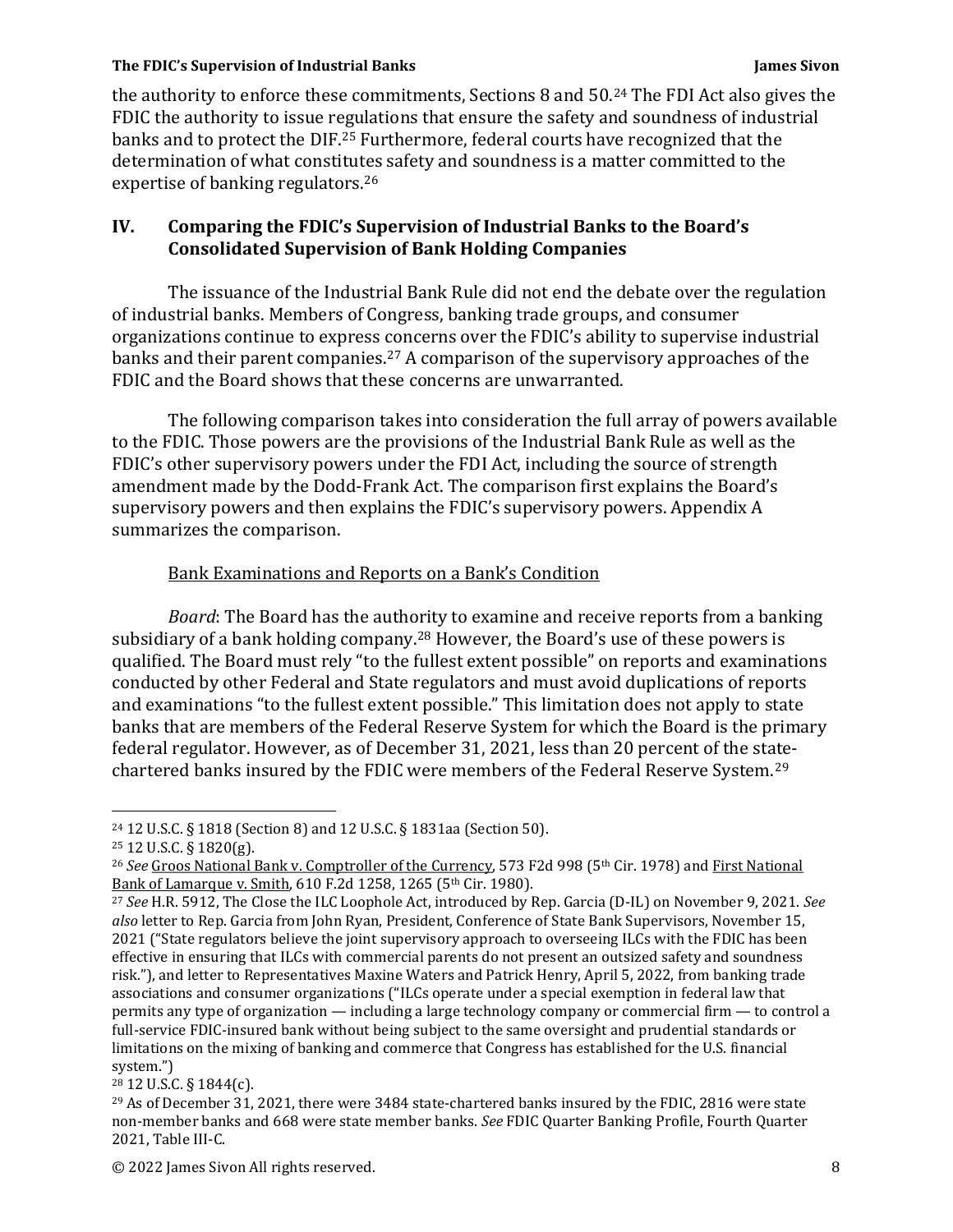the authority to enforce these commitments, Sections 8 and 50.[24] The FDI Act also gives the FDIC the authority to issue regulations that ensure the safety and soundness of industrial banks and to protect the DIF.[25] Furthermore, federal courts have recognized that the determination of what constitutes safety and soundness is a matter committed to the expertise of banking regulators.[26]

## IV. Comparing the FDIC's Supervision of Industrial Banks to the Board's Consolidated Supervision of Bank Holding Companies

The issuance of the Industrial Bank Rule did not end the debate over the regulation of industrial banks. Members of Congress, banking trade groups, and consumer organizations continue to express concerns over the FDIC's ability to supervise industrial banks and their parent companies.[27] A comparison of the supervisory approaches of the FDIC and the Board shows that these concerns are unwarranted.

The following comparison takes into consideration the full array of powers available to the FDIC. Those powers are the provisions of the Industrial Bank Rule as well as the FDIC's other supervisory powers under the FDI Act, including the source of strength amendment made by the Dodd-Frank Act. The comparison first explains the Board's supervisory powers and then explains the FDIC's supervisory powers. Appendix A summarizes the comparison.

<u>Bank Examinations and Reports on a Bank's Condition</u>

*Board*: The Board has the authority to examine and receive reports from a banking subsidiary of a bank holding company.[28] However, the Board's use of these powers is qualified. The Board must rely "to the fullest extent possible" on reports and examinations conducted by other Federal and State regulators and must avoid duplications of reports and examinations "to the fullest extent possible." This limitation does not apply to state banks that are members of the Federal Reserve System for which the Board is the primary federal regulator. However, as of December 31, 2021, less than 20 percent of the state-chartered banks insured by the FDIC were members of the Federal Reserve System.[29]

---

[24] 12 U.S.C. § 1818 (Section 8) and 12 U.S.C. § 1831aa (Section 50).

[25] 12 U.S.C. § 1820(g).

[26] *See* <u>Groos National Bank v. Comptroller of the Currency</u>, 573 F2d 998 (5th Cir. 1978) and <u>First National Bank of Lamarque v. Smith</u>, 610 F.2d 1258, 1265 (5th Cir. 1980).

[27] *See* H.R. 5912, The Close the ILC Loophole Act, introduced by Rep. Garcia (D-IL) on November 9, 2021. *See also* letter to Rep. Garcia from John Ryan, President, Conference of State Bank Supervisors, November 15, 2021 ("State regulators believe the joint supervisory approach to overseeing ILCs with the FDIC has been effective in ensuring that ILCs with commercial parents do not present an outsized safety and soundness risk."), and letter to Representatives Maxine Waters and Patrick Henry, April 5, 2022, from banking trade associations and consumer organizations ("ILCs operate under a special exemption in federal law that permits any type of organization — including a large technology company or commercial firm — to control a full-service FDIC-insured bank without being subject to the same oversight and prudential standards or limitations on the mixing of banking and commerce that Congress has established for the U.S. financial system.")

[28] 12 U.S.C. § 1844(c).

[29] As of December 31, 2021, there were 3484 state-chartered banks insured by the FDIC, 2816 were state non-member banks and 668 were state member banks. *See* FDIC Quarter Banking Profile, Fourth Quarter 2021, Table III-C.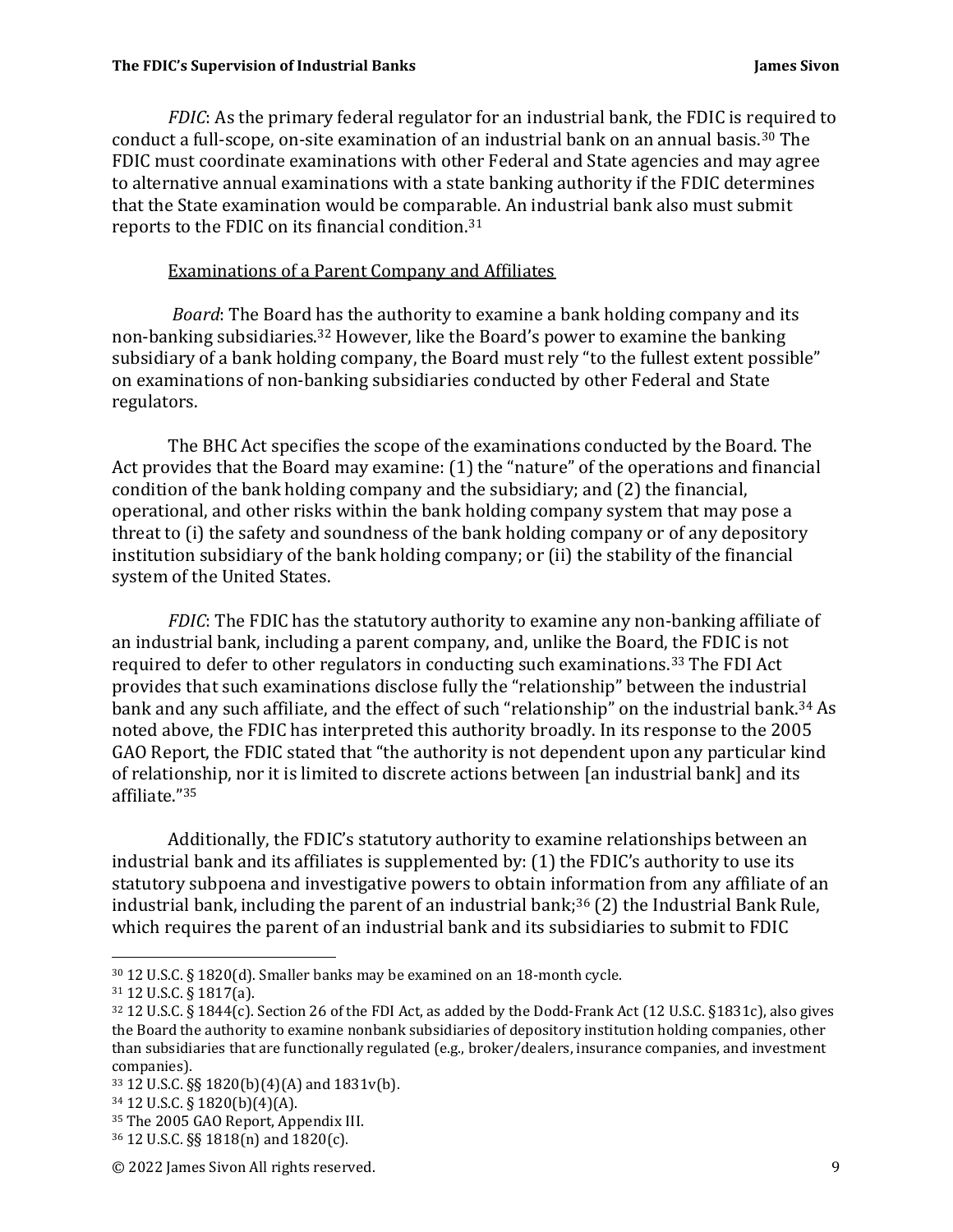*FDIC*: As the primary federal regulator for an industrial bank, the FDIC is required to conduct a full-scope, on-site examination of an industrial bank on an annual basis.[30] The FDIC must coordinate examinations with other Federal and State agencies and may agree to alternative annual examinations with a state banking authority if the FDIC determines that the State examination would be comparable. An industrial bank also must submit reports to the FDIC on its financial condition.[31]

<u>Examinations of a Parent Company and Affiliates</u>

*Board*: The Board has the authority to examine a bank holding company and its non-banking subsidiaries.[32] However, like the Board's power to examine the banking subsidiary of a bank holding company, the Board must rely "to the fullest extent possible" on examinations of non-banking subsidiaries conducted by other Federal and State regulators.

The BHC Act specifies the scope of the examinations conducted by the Board. The Act provides that the Board may examine: (1) the "nature" of the operations and financial condition of the bank holding company and the subsidiary; and (2) the financial, operational, and other risks within the bank holding company system that may pose a threat to (i) the safety and soundness of the bank holding company or of any depository institution subsidiary of the bank holding company; or (ii) the stability of the financial system of the United States.

*FDIC*: The FDIC has the statutory authority to examine any non-banking affiliate of an industrial bank, including a parent company, and, unlike the Board, the FDIC is not required to defer to other regulators in conducting such examinations.[33] The FDI Act provides that such examinations disclose fully the "relationship" between the industrial bank and any such affiliate, and the effect of such "relationship" on the industrial bank.[34] As noted above, the FDIC has interpreted this authority broadly. In its response to the 2005 GAO Report, the FDIC stated that "the authority is not dependent upon any particular kind of relationship, nor it is limited to discrete actions between [an industrial bank] and its affiliate."[35]

Additionally, the FDIC's statutory authority to examine relationships between an industrial bank and its affiliates is supplemented by: (1) the FDIC's authority to use its statutory subpoena and investigative powers to obtain information from any affiliate of an industrial bank, including the parent of an industrial bank;[36] (2) the Industrial Bank Rule, which requires the parent of an industrial bank and its subsidiaries to submit to FDIC

---

[30] 12 U.S.C. § 1820(d). Smaller banks may be examined on an 18-month cycle.

[31] 12 U.S.C. § 1817(a).

[32] 12 U.S.C. § 1844(c). Section 26 of the FDI Act, as added by the Dodd-Frank Act (12 U.S.C. §1831c), also gives the Board the authority to examine nonbank subsidiaries of depository institution holding companies, other than subsidiaries that are functionally regulated (e.g., broker/dealers, insurance companies, and investment companies).

[33] 12 U.S.C. §§ 1820(b)(4)(A) and 1831v(b).

[34] 12 U.S.C. § 1820(b)(4)(A).

[35] The 2005 GAO Report, Appendix III.

[36] 12 U.S.C. §§ 1818(n) and 1820(c).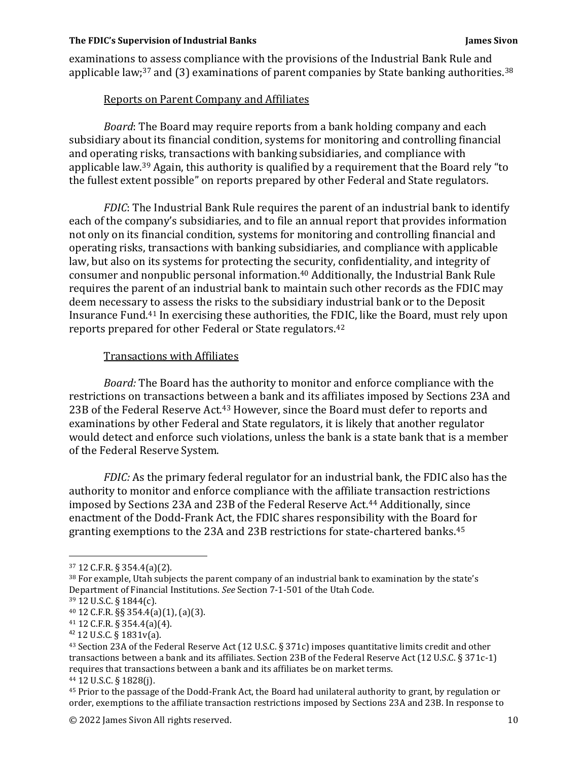examinations to assess compliance with the provisions of the Industrial Bank Rule and applicable law;[37] and (3) examinations of parent companies by State banking authorities.[38]

<u>Reports on Parent Company and Affiliates</u>

*Board*: The Board may require reports from a bank holding company and each subsidiary about its financial condition, systems for monitoring and controlling financial and operating risks, transactions with banking subsidiaries, and compliance with applicable law.[39] Again, this authority is qualified by a requirement that the Board rely "to the fullest extent possible" on reports prepared by other Federal and State regulators.

*FDIC*: The Industrial Bank Rule requires the parent of an industrial bank to identify each of the company's subsidiaries, and to file an annual report that provides information not only on its financial condition, systems for monitoring and controlling financial and operating risks, transactions with banking subsidiaries, and compliance with applicable law, but also on its systems for protecting the security, confidentiality, and integrity of consumer and nonpublic personal information.[40] Additionally, the Industrial Bank Rule requires the parent of an industrial bank to maintain such other records as the FDIC may deem necessary to assess the risks to the subsidiary industrial bank or to the Deposit Insurance Fund.[41] In exercising these authorities, the FDIC, like the Board, must rely upon reports prepared for other Federal or State regulators.[42]

<u>Transactions with Affiliates</u>

*Board:* The Board has the authority to monitor and enforce compliance with the restrictions on transactions between a bank and its affiliates imposed by Sections 23A and 23B of the Federal Reserve Act.[43] However, since the Board must defer to reports and examinations by other Federal and State regulators, it is likely that another regulator would detect and enforce such violations, unless the bank is a state bank that is a member of the Federal Reserve System.

*FDIC:* As the primary federal regulator for an industrial bank, the FDIC also has the authority to monitor and enforce compliance with the affiliate transaction restrictions imposed by Sections 23A and 23B of the Federal Reserve Act.[44] Additionally, since enactment of the Dodd-Frank Act, the FDIC shares responsibility with the Board for granting exemptions to the 23A and 23B restrictions for state-chartered banks.[45]

---

[37] 12 C.F.R. § 354.4(a)(2).

[38] For example, Utah subjects the parent company of an industrial bank to examination by the state's Department of Financial Institutions. *See* Section 7-1-501 of the Utah Code.

[39] 12 U.S.C. § 1844(c).

[40] 12 C.F.R. §§ 354.4(a)(1), (a)(3).

[41] 12 C.F.R. § 354.4(a)(4).

[42] 12 U.S.C. § 1831v(a).

[43] Section 23A of the Federal Reserve Act (12 U.S.C. § 371c) imposes quantitative limits credit and other transactions between a bank and its affiliates. Section 23B of the Federal Reserve Act (12 U.S.C. § 371c-1) requires that transactions between a bank and its affiliates be on market terms.

[44] 12 U.S.C. § 1828(j).

[45] Prior to the passage of the Dodd-Frank Act, the Board had unilateral authority to grant, by regulation or order, exemptions to the affiliate transaction restrictions imposed by Sections 23A and 23B. In response to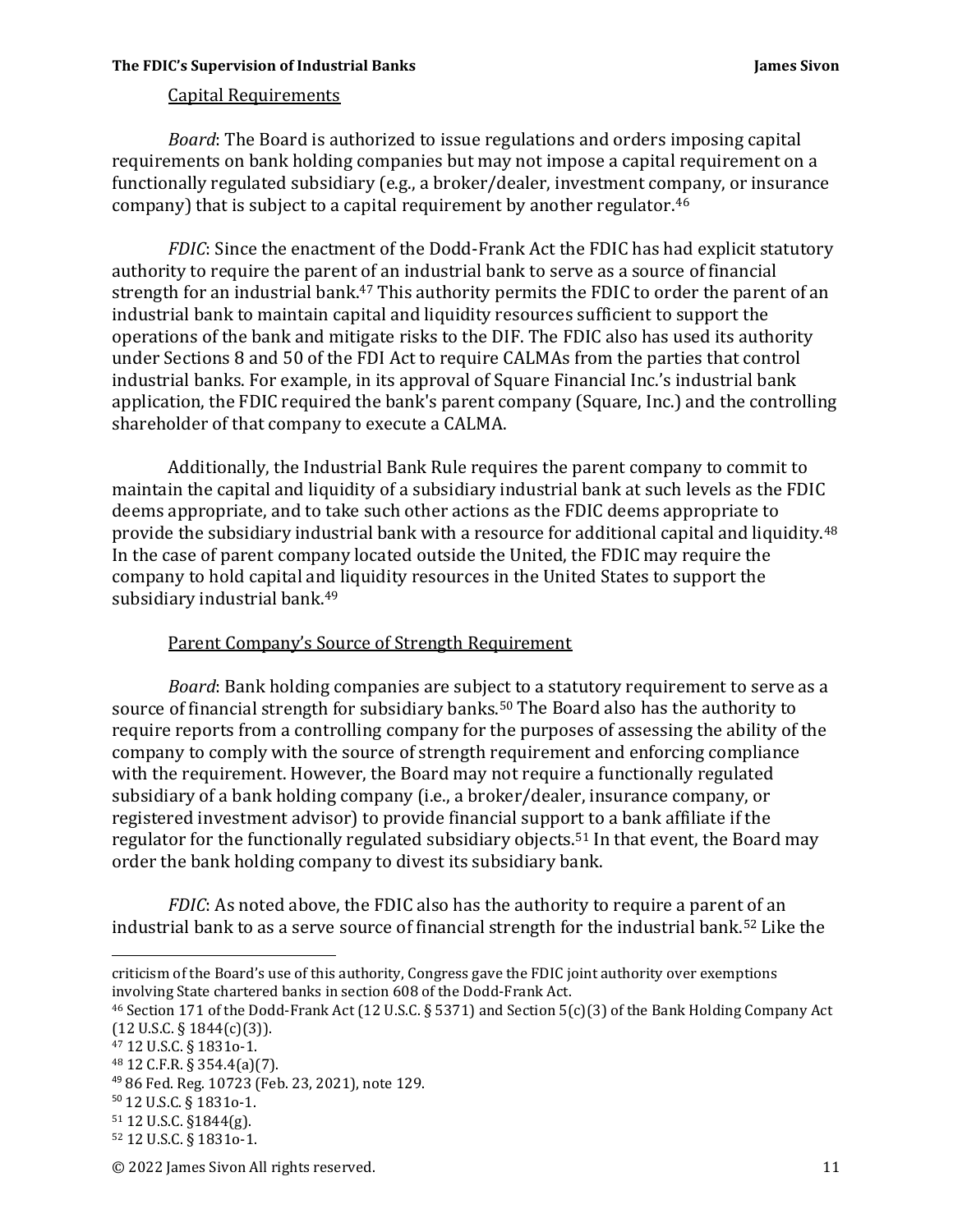Capital Requirements

*Board*: The Board is authorized to issue regulations and orders imposing capital requirements on bank holding companies but may not impose a capital requirement on a functionally regulated subsidiary (e.g., a broker/dealer, investment company, or insurance company) that is subject to a capital requirement by another regulator.[46]

*FDIC*: Since the enactment of the Dodd-Frank Act the FDIC has had explicit statutory authority to require the parent of an industrial bank to serve as a source of financial strength for an industrial bank.[47] This authority permits the FDIC to order the parent of an industrial bank to maintain capital and liquidity resources sufficient to support the operations of the bank and mitigate risks to the DIF. The FDIC also has used its authority under Sections 8 and 50 of the FDI Act to require CALMAs from the parties that control industrial banks. For example, in its approval of Square Financial Inc.'s industrial bank application, the FDIC required the bank's parent company (Square, Inc.) and the controlling shareholder of that company to execute a CALMA.

Additionally, the Industrial Bank Rule requires the parent company to commit to maintain the capital and liquidity of a subsidiary industrial bank at such levels as the FDIC deems appropriate, and to take such other actions as the FDIC deems appropriate to provide the subsidiary industrial bank with a resource for additional capital and liquidity.[48] In the case of parent company located outside the United, the FDIC may require the company to hold capital and liquidity resources in the United States to support the subsidiary industrial bank.[49]

Parent Company's Source of Strength Requirement

*Board*: Bank holding companies are subject to a statutory requirement to serve as a source of financial strength for subsidiary banks.[50] The Board also has the authority to require reports from a controlling company for the purposes of assessing the ability of the company to comply with the source of strength requirement and enforcing compliance with the requirement. However, the Board may not require a functionally regulated subsidiary of a bank holding company (i.e., a broker/dealer, insurance company, or registered investment advisor) to provide financial support to a bank affiliate if the regulator for the functionally regulated subsidiary objects.[51] In that event, the Board may order the bank holding company to divest its subsidiary bank.

*FDIC*: As noted above, the FDIC also has the authority to require a parent of an industrial bank to as a serve source of financial strength for the industrial bank.[52] Like the

---

criticism of the Board's use of this authority, Congress gave the FDIC joint authority over exemptions involving State chartered banks in section 608 of the Dodd-Frank Act.

[46] Section 171 of the Dodd-Frank Act (12 U.S.C. § 5371) and Section 5(c)(3) of the Bank Holding Company Act (12 U.S.C. § 1844(c)(3)).

[47] 12 U.S.C. § 1831o-1.

[48] 12 C.F.R. § 354.4(a)(7).

[49] 86 Fed. Reg. 10723 (Feb. 23, 2021), note 129.

[50] 12 U.S.C. § 1831o-1.

[51] 12 U.S.C. §1844(g).

[52] 12 U.S.C. § 1831o-1.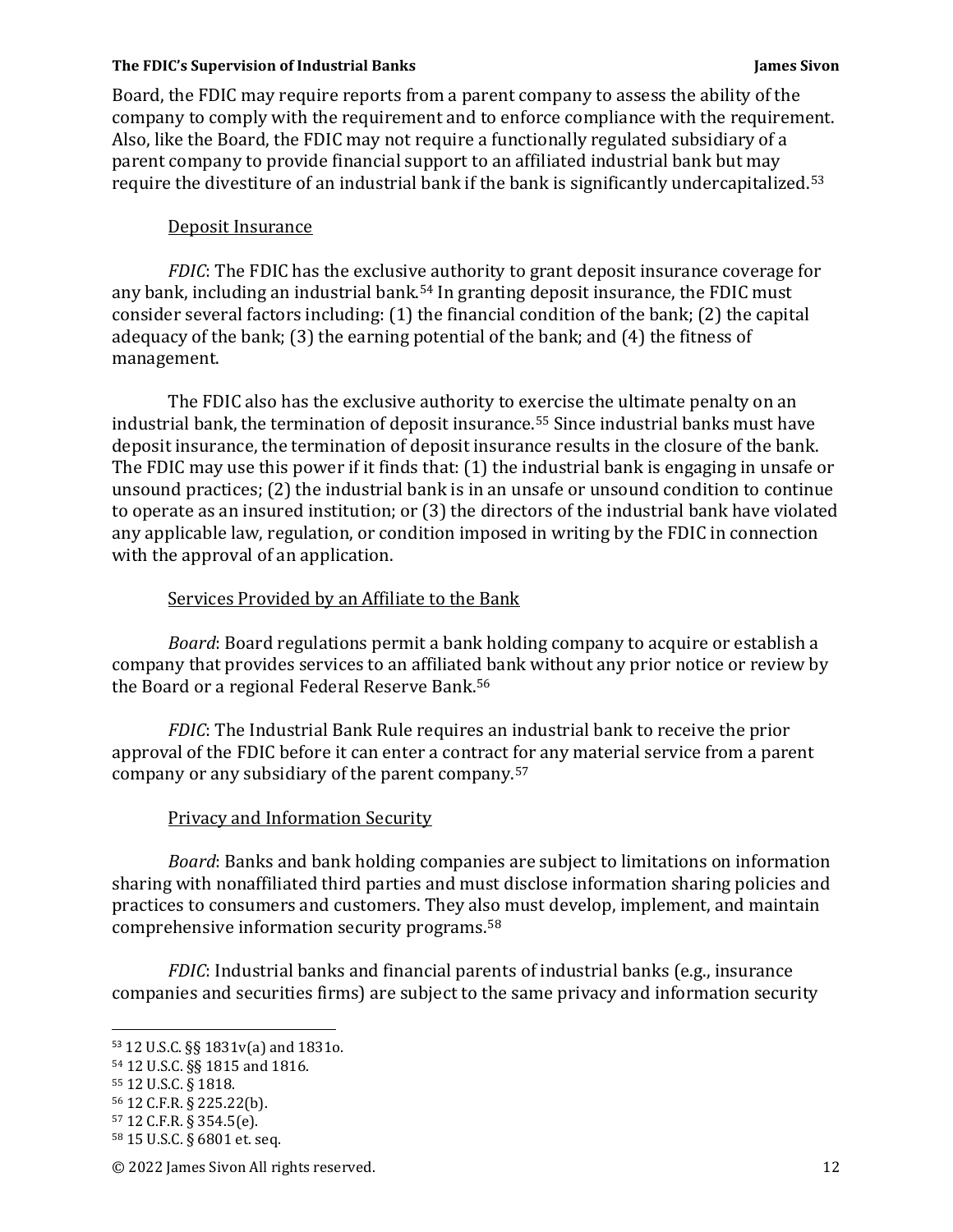Board, the FDIC may require reports from a parent company to assess the ability of the company to comply with the requirement and to enforce compliance with the requirement. Also, like the Board, the FDIC may not require a functionally regulated subsidiary of a parent company to provide financial support to an affiliated industrial bank but may require the divestiture of an industrial bank if the bank is significantly undercapitalized.[53]

Deposit Insurance

*FDIC*: The FDIC has the exclusive authority to grant deposit insurance coverage for any bank, including an industrial bank.[54] In granting deposit insurance, the FDIC must consider several factors including: (1) the financial condition of the bank; (2) the capital adequacy of the bank; (3) the earning potential of the bank; and (4) the fitness of management.

The FDIC also has the exclusive authority to exercise the ultimate penalty on an industrial bank, the termination of deposit insurance.[55] Since industrial banks must have deposit insurance, the termination of deposit insurance results in the closure of the bank. The FDIC may use this power if it finds that: (1) the industrial bank is engaging in unsafe or unsound practices; (2) the industrial bank is in an unsafe or unsound condition to continue to operate as an insured institution; or (3) the directors of the industrial bank have violated any applicable law, regulation, or condition imposed in writing by the FDIC in connection with the approval of an application.

Services Provided by an Affiliate to the Bank

*Board*: Board regulations permit a bank holding company to acquire or establish a company that provides services to an affiliated bank without any prior notice or review by the Board or a regional Federal Reserve Bank.[56]

*FDIC*: The Industrial Bank Rule requires an industrial bank to receive the prior approval of the FDIC before it can enter a contract for any material service from a parent company or any subsidiary of the parent company.[57]

Privacy and Information Security

*Board*: Banks and bank holding companies are subject to limitations on information sharing with nonaffiliated third parties and must disclose information sharing policies and practices to consumers and customers. They also must develop, implement, and maintain comprehensive information security programs.[58]

*FDIC*: Industrial banks and financial parents of industrial banks (e.g., insurance companies and securities firms) are subject to the same privacy and information security

---

[53] 12 U.S.C. §§ 1831v(a) and 1831o.

[54] 12 U.S.C. §§ 1815 and 1816.

[55] 12 U.S.C. § 1818.

[56] 12 C.F.R. § 225.22(b).

[57] 12 C.F.R. § 354.5(e).

[58] 15 U.S.C. § 6801 et. seq.

© 2022 James Sivon All rights reserved.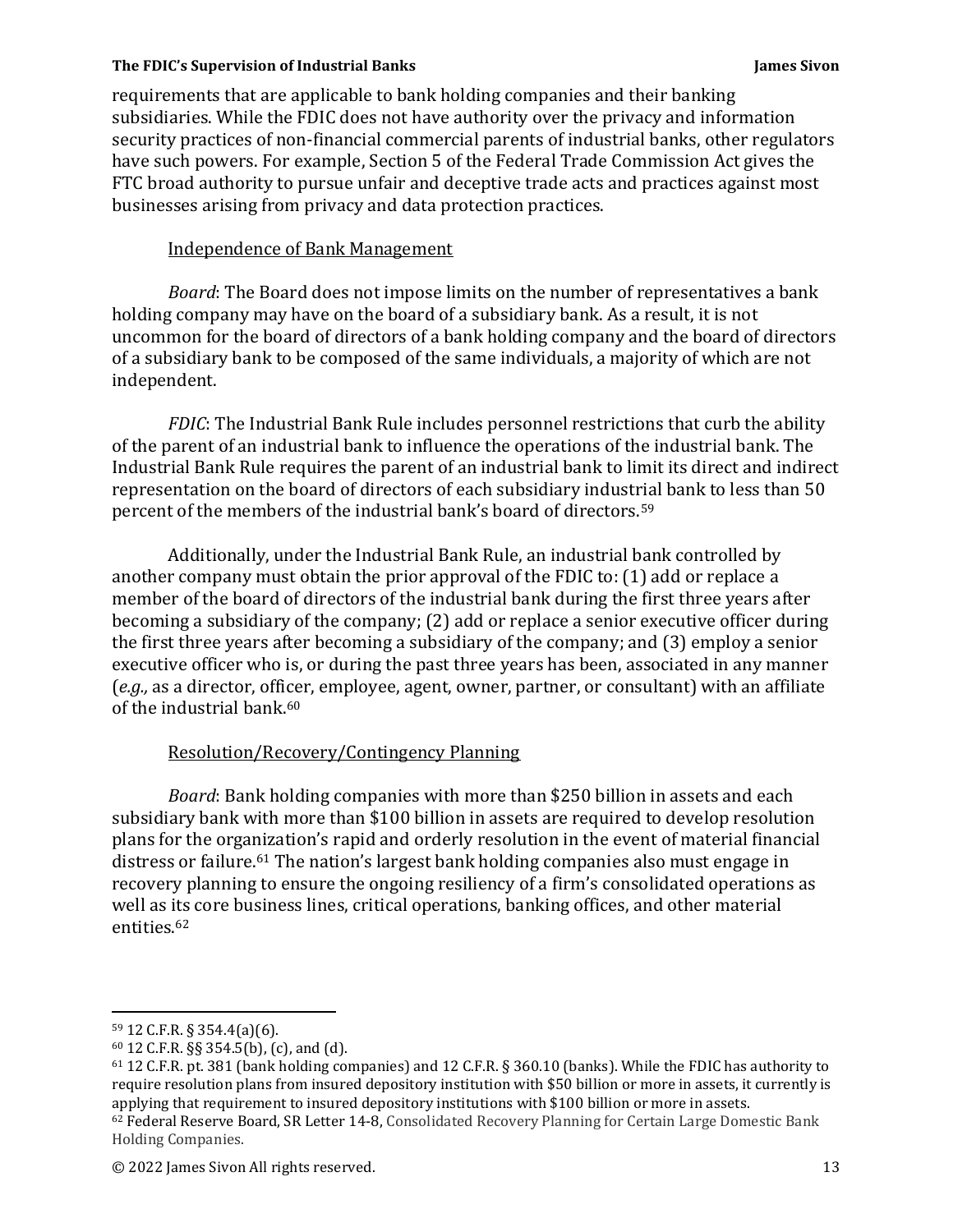requirements that are applicable to bank holding companies and their banking subsidiaries. While the FDIC does not have authority over the privacy and information security practices of non-financial commercial parents of industrial banks, other regulators have such powers. For example, Section 5 of the Federal Trade Commission Act gives the FTC broad authority to pursue unfair and deceptive trade acts and practices against most businesses arising from privacy and data protection practices.

Independence of Bank Management

*Board*: The Board does not impose limits on the number of representatives a bank holding company may have on the board of a subsidiary bank. As a result, it is not uncommon for the board of directors of a bank holding company and the board of directors of a subsidiary bank to be composed of the same individuals, a majority of which are not independent.

*FDIC*: The Industrial Bank Rule includes personnel restrictions that curb the ability of the parent of an industrial bank to influence the operations of the industrial bank. The Industrial Bank Rule requires the parent of an industrial bank to limit its direct and indirect representation on the board of directors of each subsidiary industrial bank to less than 50 percent of the members of the industrial bank's board of directors.[59]

Additionally, under the Industrial Bank Rule, an industrial bank controlled by another company must obtain the prior approval of the FDIC to: (1) add or replace a member of the board of directors of the industrial bank during the first three years after becoming a subsidiary of the company; (2) add or replace a senior executive officer during the first three years after becoming a subsidiary of the company; and (3) employ a senior executive officer who is, or during the past three years has been, associated in any manner (*e.g.,* as a director, officer, employee, agent, owner, partner, or consultant) with an affiliate of the industrial bank.[60]

Resolution/Recovery/Contingency Planning

*Board*: Bank holding companies with more than $250 billion in assets and each subsidiary bank with more than $100 billion in assets are required to develop resolution plans for the organization's rapid and orderly resolution in the event of material financial distress or failure.[61] The nation's largest bank holding companies also must engage in recovery planning to ensure the ongoing resiliency of a firm's consolidated operations as well as its core business lines, critical operations, banking offices, and other material entities.[62]

---

[59] 12 C.F.R. § 354.4(a)(6).

[60] 12 C.F.R. §§ 354.5(b), (c), and (d).

[61] 12 C.F.R. pt. 381 (bank holding companies) and 12 C.F.R. § 360.10 (banks). While the FDIC has authority to require resolution plans from insured depository institution with $50 billion or more in assets, it currently is applying that requirement to insured depository institutions with $100 billion or more in assets.

[62] Federal Reserve Board, SR Letter 14-8, Consolidated Recovery Planning for Certain Large Domestic Bank Holding Companies.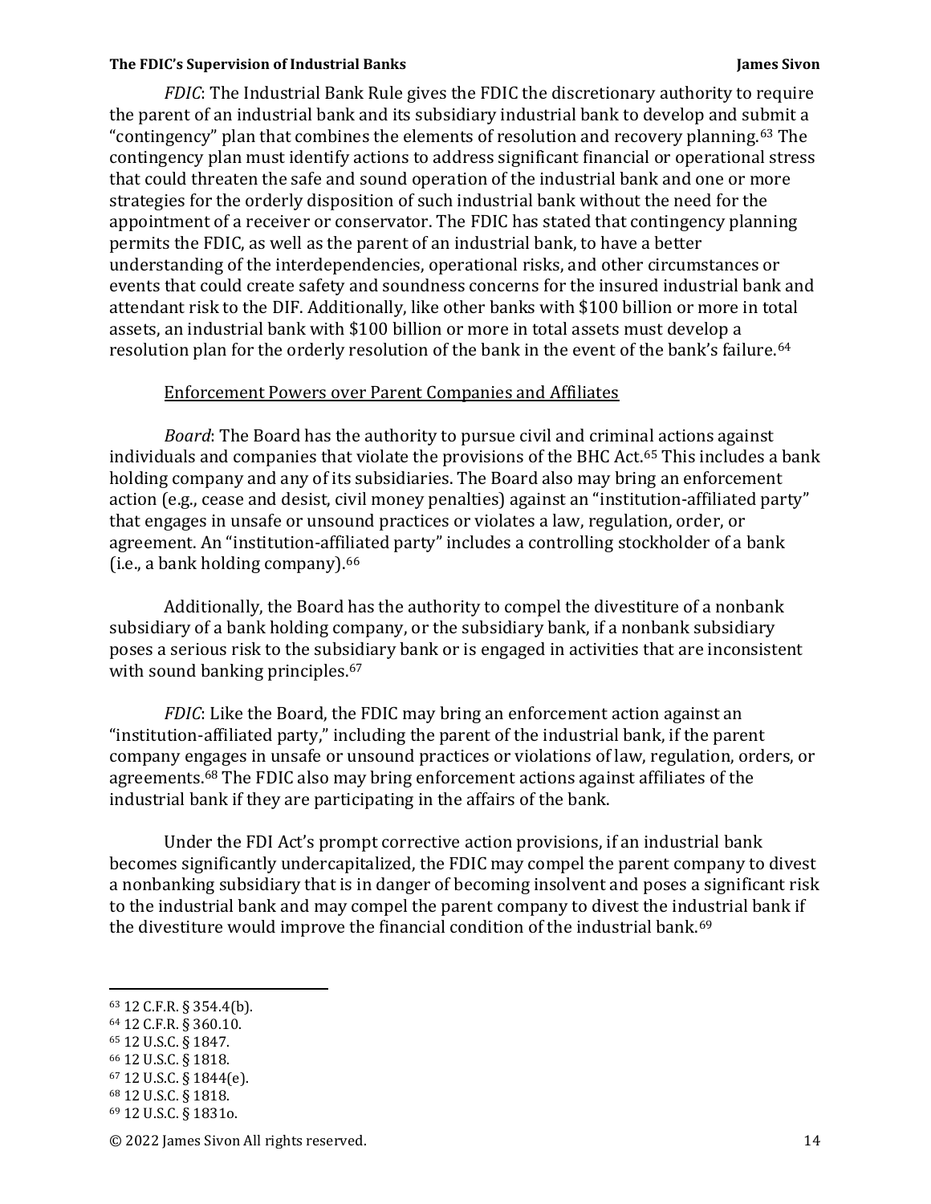*FDIC*: The Industrial Bank Rule gives the FDIC the discretionary authority to require the parent of an industrial bank and its subsidiary industrial bank to develop and submit a "contingency" plan that combines the elements of resolution and recovery planning.[63] The contingency plan must identify actions to address significant financial or operational stress that could threaten the safe and sound operation of the industrial bank and one or more strategies for the orderly disposition of such industrial bank without the need for the appointment of a receiver or conservator. The FDIC has stated that contingency planning permits the FDIC, as well as the parent of an industrial bank, to have a better understanding of the interdependencies, operational risks, and other circumstances or events that could create safety and soundness concerns for the insured industrial bank and attendant risk to the DIF. Additionally, like other banks with $100 billion or more in total assets, an industrial bank with $100 billion or more in total assets must develop a resolution plan for the orderly resolution of the bank in the event of the bank's failure.[64]

Enforcement Powers over Parent Companies and Affiliates

*Board*: The Board has the authority to pursue civil and criminal actions against individuals and companies that violate the provisions of the BHC Act.[65] This includes a bank holding company and any of its subsidiaries. The Board also may bring an enforcement action (e.g., cease and desist, civil money penalties) against an "institution-affiliated party" that engages in unsafe or unsound practices or violates a law, regulation, order, or agreement. An "institution-affiliated party" includes a controlling stockholder of a bank (i.e., a bank holding company).[66]

Additionally, the Board has the authority to compel the divestiture of a nonbank subsidiary of a bank holding company, or the subsidiary bank, if a nonbank subsidiary poses a serious risk to the subsidiary bank or is engaged in activities that are inconsistent with sound banking principles.[67]

*FDIC*: Like the Board, the FDIC may bring an enforcement action against an "institution-affiliated party," including the parent of the industrial bank, if the parent company engages in unsafe or unsound practices or violations of law, regulation, orders, or agreements.[68] The FDIC also may bring enforcement actions against affiliates of the industrial bank if they are participating in the affairs of the bank.

Under the FDI Act's prompt corrective action provisions, if an industrial bank becomes significantly undercapitalized, the FDIC may compel the parent company to divest a nonbanking subsidiary that is in danger of becoming insolvent and poses a significant risk to the industrial bank and may compel the parent company to divest the industrial bank if the divestiture would improve the financial condition of the industrial bank.[69]

---

[63] 12 C.F.R. § 354.4(b).
[64] 12 C.F.R. § 360.10.
[65] 12 U.S.C. § 1847.
[66] 12 U.S.C. § 1818.
[67] 12 U.S.C. § 1844(e).
[68] 12 U.S.C. § 1818.
[69] 12 U.S.C. § 1831o.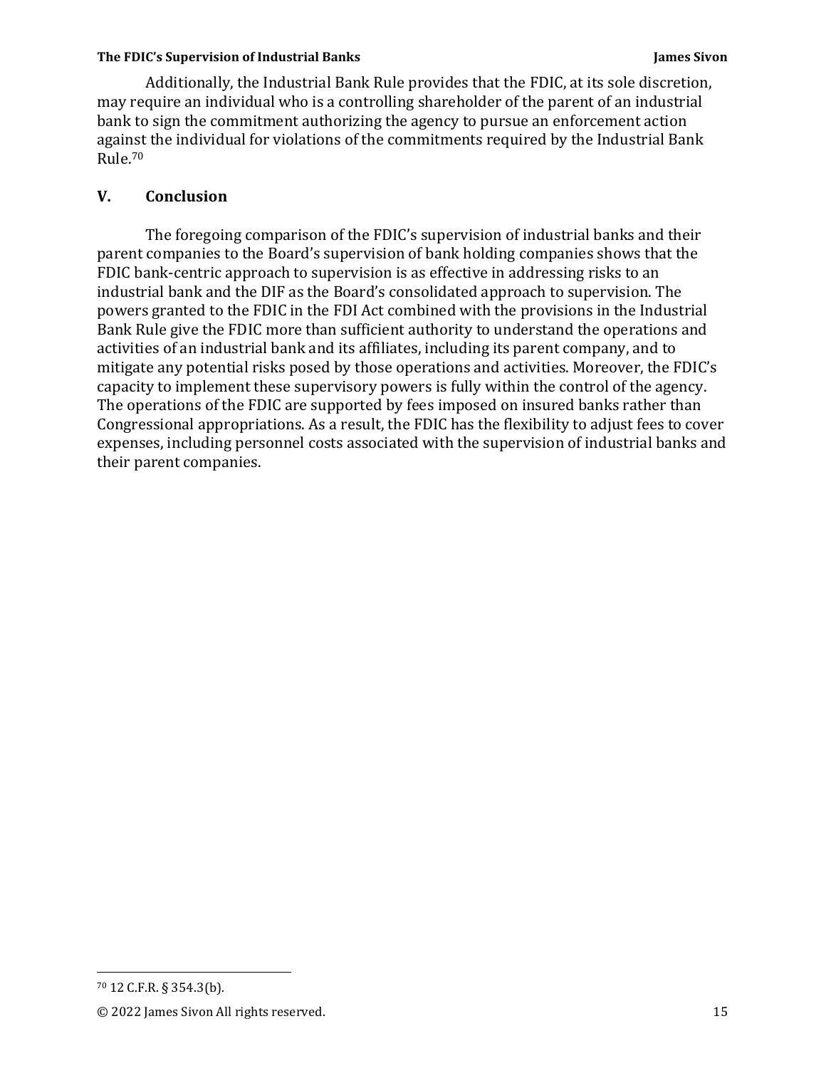Additionally, the Industrial Bank Rule provides that the FDIC, at its sole discretion, may require an individual who is a controlling shareholder of the parent of an industrial bank to sign the commitment authorizing the agency to pursue an enforcement action against the individual for violations of the commitments required by the Industrial Bank Rule.[70]

## V. Conclusion

The foregoing comparison of the FDIC's supervision of industrial banks and their parent companies to the Board's supervision of bank holding companies shows that the FDIC bank-centric approach to supervision is as effective in addressing risks to an industrial bank and the DIF as the Board's consolidated approach to supervision. The powers granted to the FDIC in the FDI Act combined with the provisions in the Industrial Bank Rule give the FDIC more than sufficient authority to understand the operations and activities of an industrial bank and its affiliates, including its parent company, and to mitigate any potential risks posed by those operations and activities. Moreover, the FDIC's capacity to implement these supervisory powers is fully within the control of the agency. The operations of the FDIC are supported by fees imposed on insured banks rather than Congressional appropriations. As a result, the FDIC has the flexibility to adjust fees to cover expenses, including personnel costs associated with the supervision of industrial banks and their parent companies.

---

[70] 12 C.F.R. § 354.3(b).

© 2022 James Sivon All rights reserved.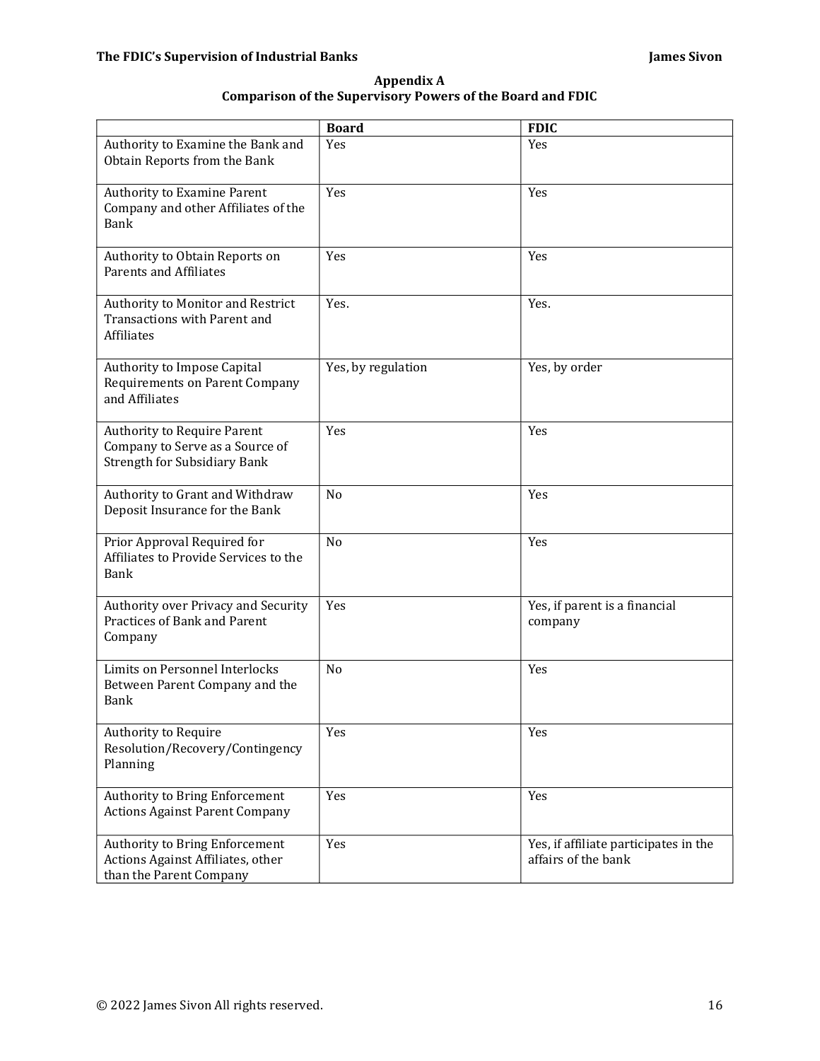## Appendix A
## Comparison of the Supervisory Powers of the Board and FDIC

| | **Board** | **FDIC** |
|---|---|---|
| Authority to Examine the Bank and Obtain Reports from the Bank | Yes | Yes |
| Authority to Examine Parent Company and other Affiliates of the Bank | Yes | Yes |
| Authority to Obtain Reports on Parents and Affiliates | Yes | Yes |
| Authority to Monitor and Restrict Transactions with Parent and Affiliates | Yes. | Yes. |
| Authority to Impose Capital Requirements on Parent Company and Affiliates | Yes, by regulation | Yes, by order |
| Authority to Require Parent Company to Serve as a Source of Strength for Subsidiary Bank | Yes | Yes |
| Authority to Grant and Withdraw Deposit Insurance for the Bank | No | Yes |
| Prior Approval Required for Affiliates to Provide Services to the Bank | No | Yes |
| Authority over Privacy and Security Practices of Bank and Parent Company | Yes | Yes, if parent is a financial company |
| Limits on Personnel Interlocks Between Parent Company and the Bank | No | Yes |
| Authority to Require Resolution/Recovery/Contingency Planning | Yes | Yes |
| Authority to Bring Enforcement Actions Against Parent Company | Yes | Yes |
| Authority to Bring Enforcement Actions Against Affiliates, other than the Parent Company | Yes | Yes, if affiliate participates in the affairs of the bank |

© 2022 James Sivon All rights reserved.